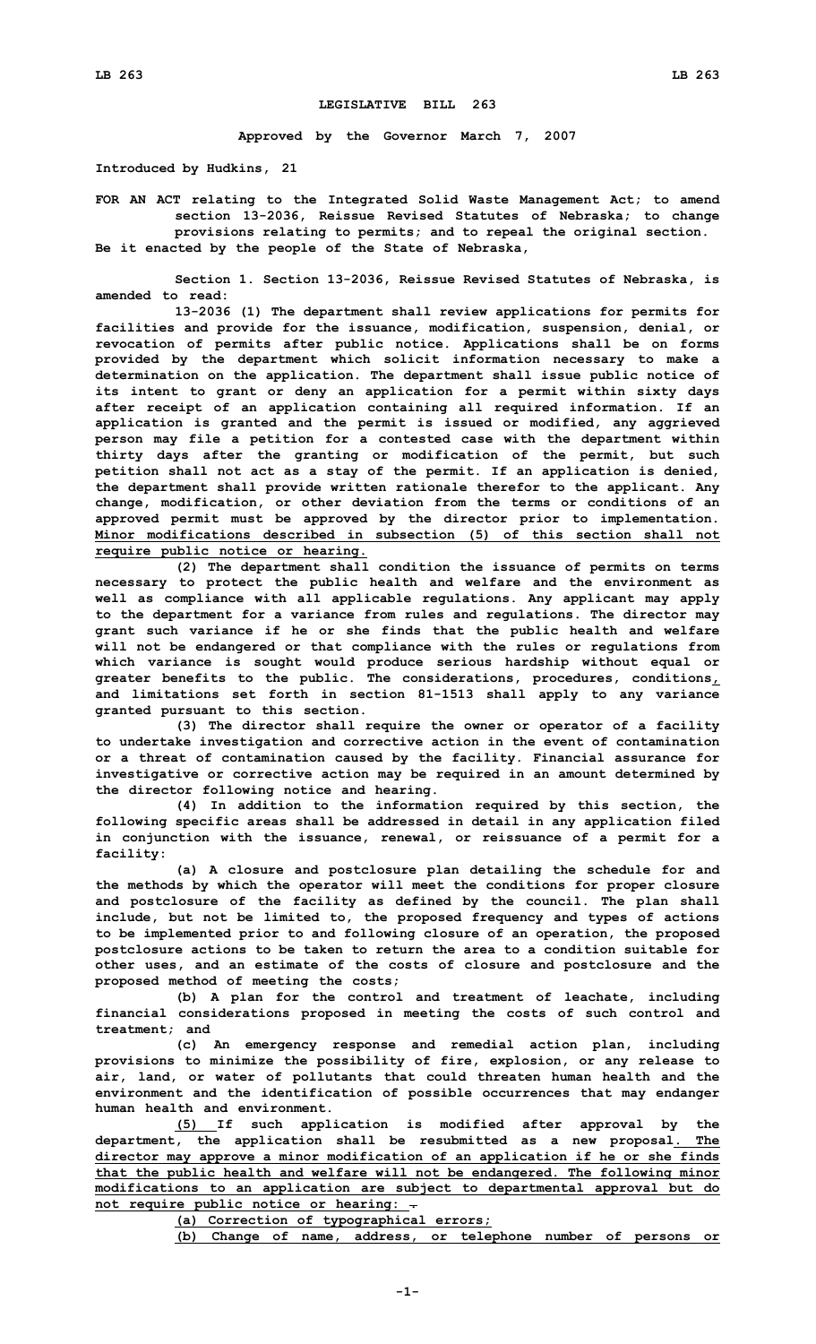# LEGISLATIVE BILL 263

**Approved by the Governor March 7, 2007**

**Introduced by Hudkins, 21**

**FOR AN ACT relating to the Integrated Solid Waste Management Act; to amend section 13-2036, Reissue Revised Statutes of Nebraska; to change provisions relating to permits; and to repeal the original section.**

**Be it enacted by the people of the State of Nebraska,**

**Section 1. Section 13-2036, Reissue Revised Statutes of Nebraska, is amended to read:**

**13-2036 (1) The department shall review applications for permits for facilities and provide for the issuance, modification, suspension, denial, or revocation of permits after public notice. Applications shall be on forms provided by the department which solicit information necessary to make a determination on the application. The department shall issue public notice of its intent to grant or deny an application for a permit within sixty days after receipt of an application containing all required information. If an application is granted and the permit is issued or modified, any aggrieved person may file a petition for a contested case with the department within thirty days after the granting or modification of the permit, but such petition shall not act as a stay of the permit. If an application is denied, the department shall provide written rationale therefor to the applicant. Any change, modification, or other deviation from the terms or conditions of an approved permit must be approved by the director prior to implementation. Minor modifications described in subsection (5) of this section shall not require public notice or hearing.**

**(2) The department shall condition the issuance of permits on terms necessary to protect the public health and welfare and the environment as well as compliance with all applicable regulations. Any applicant may apply to the department for a variance from rules and regulations. The director may grant such variance if he or she finds that the public health and welfare will not be endangered or that compliance with the rules or regulations from which variance is sought would produce serious hardship without equal or greater benefits to the public. The considerations, procedures, conditions, and limitations set forth in section 81-1513 shall apply to any variance granted pursuant to this section.**

**(3) The director shall require the owner or operator of a facility to undertake investigation and corrective action in the event of contamination or a threat of contamination caused by the facility. Financial assurance for investigative or corrective action may be required in an amount determined by the director following notice and hearing.**

**(4) In addition to the information required by this section, the following specific areas shall be addressed in detail in any application filed in conjunction with the issuance, renewal, or reissuance of a permit for a facility:**

**(a) A closure and postclosure plan detailing the schedule for and the methods by which the operator will meet the conditions for proper closure and postclosure of the facility as defined by the council. The plan shall include, but not be limited to, the proposed frequency and types of actions to be implemented prior to and following closure of an operation, the proposed postclosure actions to be taken to return the area to a condition suitable for other uses, and an estimate of the costs of closure and postclosure and the proposed method of meeting the costs;**

**(b) A plan for the control and treatment of leachate, including financial considerations proposed in meeting the costs of such control and treatment; and**

**(c) An emergency response and remedial action plan, including provisions to minimize the possibility of fire, explosion, or any release to air, land, or water of pollutants that could threaten human health and the environment and the identification of possible occurrences that may endanger human health and environment.**

**(5) If such application is modified after approval by the department, the application shall be resubmitted as a new proposal. The director may approve a minor modification of an application if he or she finds that the public health and welfare will not be endangered. The following minor modifications to an application are subject to departmental approval but do not require public notice or hearing: .**

**(a) Correction of typographical errors;**

**(b) Change of name, address, or telephone number of persons or**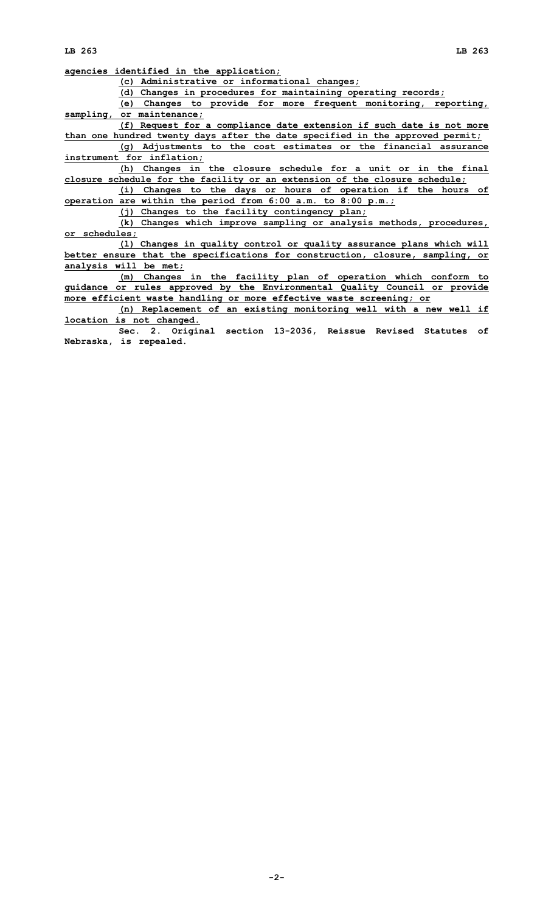agencies identified in the application;

(c) Administrative or informational changes;

(d) Changes in procedures for maintaining operating records;

(e) Changes to provide for more frequent monitoring, reporting, sampling, or maintenance;

(f) Request for a compliance date extension if such date is not more than one hundred twenty days after the date specified in the approved permit;

(g) Adjustments to the cost estimates or the financial assurance instrument for inflation;

(h) Changes in the closure schedule for a unit or in the final closure schedule for the facility or an extension of the closure schedule;

(i) Changes to the days or hours of operation if the hours of operation are within the period from 6:00 a.m. to 8:00 p.m.;

(j) Changes to the facility contingency plan;

(k) Changes which improve sampling or analysis methods, procedures, or schedules;

(l) Changes in quality control or quality assurance plans which will better ensure that the specifications for construction, closure, sampling, or analysis will be met;

(m) Changes in the facility plan of operation which conform to guidance or rules approved by the Environmental Quality Council or provide more efficient waste handling or more effective waste screening; or

(n) Replacement of an existing monitoring well with a new well if location is not changed.

**Sec. 2. Original section 13-2036, Reissue Revised Statutes of Nebraska, is repealed.**